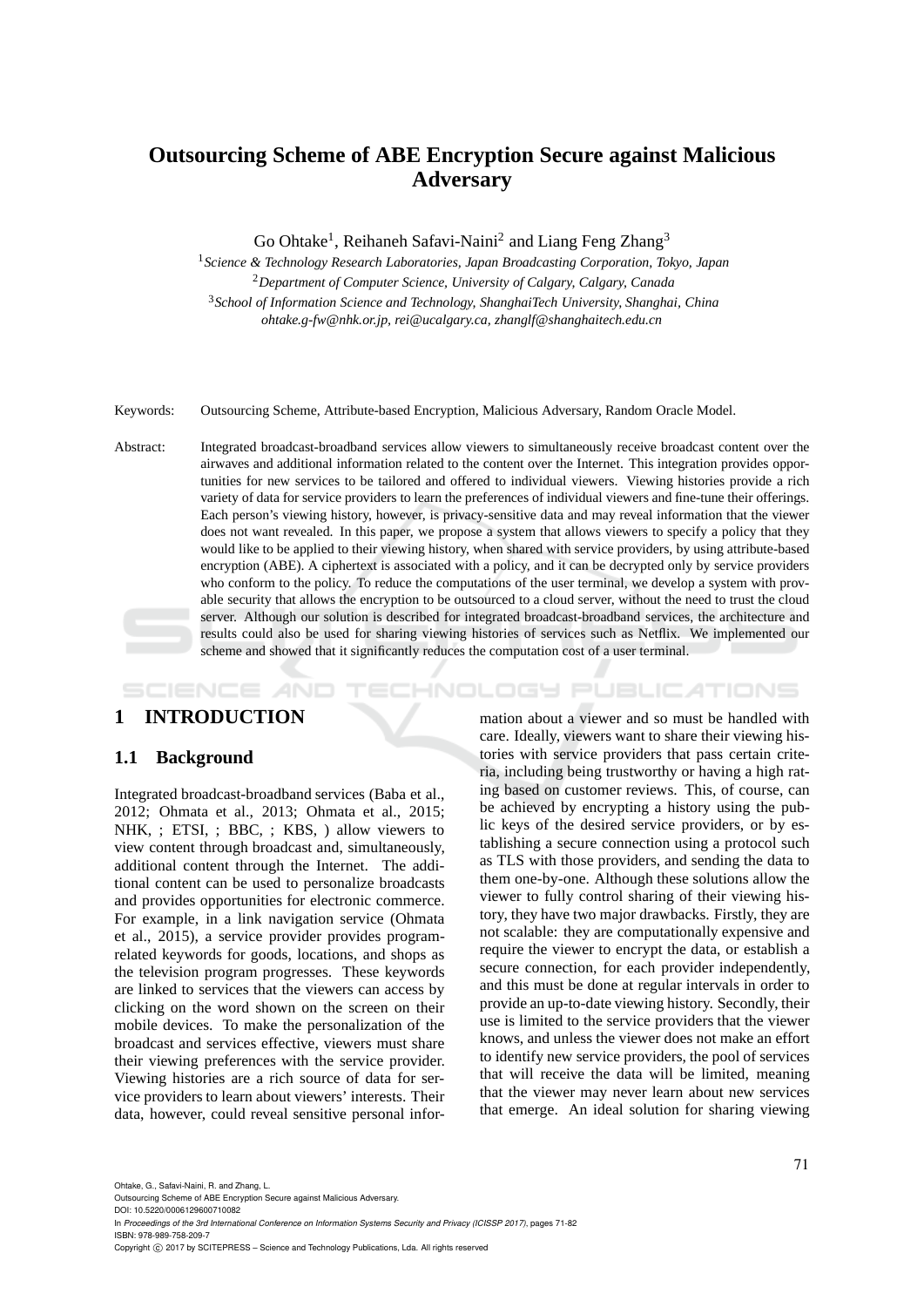# Outsourcing Scheme of ABE Encryption Secure against Malicious Adversary

Go Ohtake[1], Reihaneh Safavi-Naini[2] and Liang Feng Zhang[3]

[1] *Science & Technology Research Laboratories, Japan Broadcasting Corporation, Tokyo, Japan*
[2] *Department of Computer Science, University of Calgary, Calgary, Canada*
[3] *School of Information Science and Technology, ShanghaiTech University, Shanghai, China*
*ohtake.g-fw@nhk.or.jp, rei@ucalgary.ca, zhanglf@shanghaitech.edu.cn*

Keywords: Outsourcing Scheme, Attribute-based Encryption, Malicious Adversary, Random Oracle Model.

Abstract: Integrated broadcast-broadband services allow viewers to simultaneously receive broadcast content over the airwaves and additional information related to the content over the Internet. This integration provides opportunities for new services to be tailored and offered to individual viewers. Viewing histories provide a rich variety of data for service providers to learn the preferences of individual viewers and fine-tune their offerings. Each person's viewing history, however, is privacy-sensitive data and may reveal information that the viewer does not want revealed. In this paper, we propose a system that allows viewers to specify a policy that they would like to be applied to their viewing history, when shared with service providers, by using attribute-based encryption (ABE). A ciphertext is associated with a policy, and it can be decrypted only by service providers who conform to the policy. To reduce the computations of the user terminal, we develop a system with provable security that allows the encryption to be outsourced to a cloud server, without the need to trust the cloud server. Although our solution is described for integrated broadcast-broadband services, the architecture and results could also be used for sharing viewing histories of services such as Netflix. We implemented our scheme and showed that it significantly reduces the computation cost of a user terminal.

## 1 INTRODUCTION

### 1.1 Background

Integrated broadcast-broadband services (Baba et al., 2012; Ohmata et al., 2013; Ohmata et al., 2015; NHK, ; ETSI, ; BBC, ; KBS, ) allow viewers to view content through broadcast and, simultaneously, additional content through the Internet. The additional content can be used to personalize broadcasts and provides opportunities for electronic commerce. For example, in a link navigation service (Ohmata et al., 2015), a service provider provides program-related keywords for goods, locations, and shops as the television program progresses. These keywords are linked to services that the viewers can access by clicking on the word shown on the screen on their mobile devices. To make the personalization of the broadcast and services effective, viewers must share their viewing preferences with the service provider. Viewing histories are a rich source of data for service providers to learn about viewers' interests. Their data, however, could reveal sensitive personal information about a viewer and so must be handled with care. Ideally, viewers want to share their viewing histories with service providers that pass certain criteria, including being trustworthy or having a high rating based on customer reviews. This, of course, can be achieved by encrypting a history using the public keys of the desired service providers, or by establishing a secure connection using a protocol such as TLS with those providers, and sending the data to them one-by-one. Although these solutions allow the viewer to fully control sharing of their viewing history, they have two major drawbacks. Firstly, they are not scalable: they are computationally expensive and require the viewer to encrypt the data, or establish a secure connection, for each provider independently, and this must be done at regular intervals in order to provide an up-to-date viewing history. Secondly, their use is limited to the service providers that the viewer knows, and unless the viewer does not make an effort to identify new service providers, the pool of services that will receive the data will be limited, meaning that the viewer may never learn about new services that emerge. An ideal solution for sharing viewing

Ohtake, G., Safavi-Naini, R. and Zhang, L.
Outsourcing Scheme of ABE Encryption Secure against Malicious Adversary.
DOI: 10.5220/0006129600710082
In *Proceedings of the 3rd International Conference on Information Systems Security and Privacy (ICISSP 2017)*, pages 71-82
ISBN: 978-989-758-209-7
Copyright © 2017 by SCITEPRESS – Science and Technology Publications, Lda. All rights reserved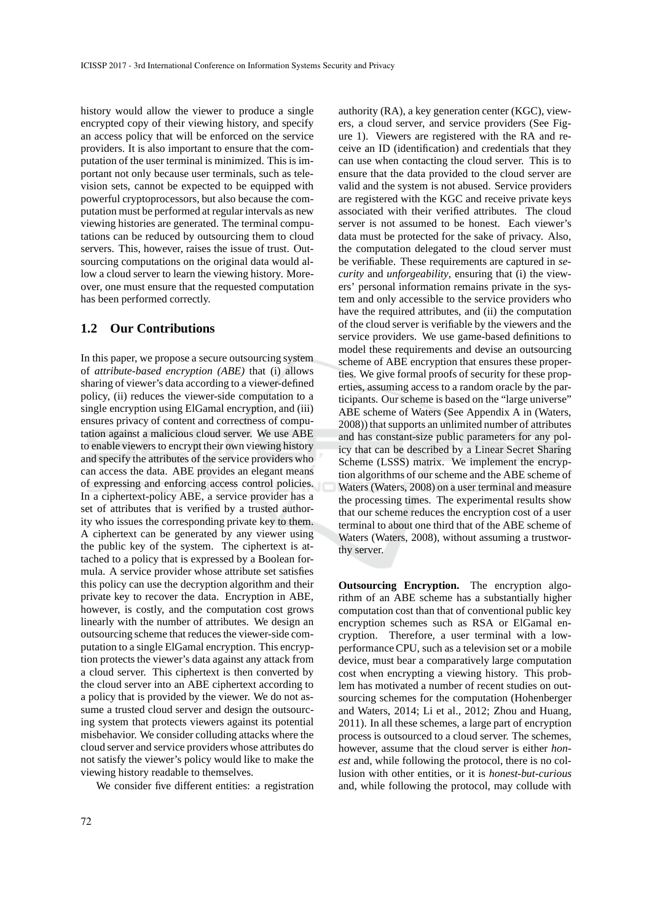history would allow the viewer to produce a single encrypted copy of their viewing history, and specify an access policy that will be enforced on the service providers. It is also important to ensure that the computation of the user terminal is minimized. This is important not only because user terminals, such as television sets, cannot be expected to be equipped with powerful cryptoprocessors, but also because the computation must be performed at regular intervals as new viewing histories are generated. The terminal computations can be reduced by outsourcing them to cloud servers. This, however, raises the issue of trust. Outsourcing computations on the original data would allow a cloud server to learn the viewing history. Moreover, one must ensure that the requested computation has been performed correctly.

## 1.2 Our Contributions

In this paper, we propose a secure outsourcing system of *attribute-based encryption (ABE)* that (i) allows sharing of viewer's data according to a viewer-defined policy, (ii) reduces the viewer-side computation to a single encryption using ElGamal encryption, and (iii) ensures privacy of content and correctness of computation against a malicious cloud server. We use ABE to enable viewers to encrypt their own viewing history and specify the attributes of the service providers who can access the data. ABE provides an elegant means of expressing and enforcing access control policies. In a ciphertext-policy ABE, a service provider has a set of attributes that is verified by a trusted authority who issues the corresponding private key to them. A ciphertext can be generated by any viewer using the public key of the system. The ciphertext is attached to a policy that is expressed by a Boolean formula. A service provider whose attribute set satisfies this policy can use the decryption algorithm and their private key to recover the data. Encryption in ABE, however, is costly, and the computation cost grows linearly with the number of attributes. We design an outsourcing scheme that reduces the viewer-side computation to a single ElGamal encryption. This encryption protects the viewer's data against any attack from a cloud server. This ciphertext is then converted by the cloud server into an ABE ciphertext according to a policy that is provided by the viewer. We do not assume a trusted cloud server and design the outsourcing system that protects viewers against its potential misbehavior. We consider colluding attacks where the cloud server and service providers whose attributes do not satisfy the viewer's policy would like to make the viewing history readable to themselves.

We consider five different entities: a registration authority (RA), a key generation center (KGC), viewers, a cloud server, and service providers (See Figure 1). Viewers are registered with the RA and receive an ID (identification) and credentials that they can use when contacting the cloud server. This is to ensure that the data provided to the cloud server are valid and the system is not abused. Service providers are registered with the KGC and receive private keys associated with their verified attributes. The cloud server is not assumed to be honest. Each viewer's data must be protected for the sake of privacy. Also, the computation delegated to the cloud server must be verifiable. These requirements are captured in *security* and *unforgeability*, ensuring that (i) the viewers' personal information remains private in the system and only accessible to the service providers who have the required attributes, and (ii) the computation of the cloud server is verifiable by the viewers and the service providers. We use game-based definitions to model these requirements and devise an outsourcing scheme of ABE encryption that ensures these properties. We give formal proofs of security for these properties, assuming access to a random oracle by the participants. Our scheme is based on the "large universe" ABE scheme of Waters (See Appendix A in (Waters, 2008)) that supports an unlimited number of attributes and has constant-size public parameters for any policy that can be described by a Linear Secret Sharing Scheme (LSSS) matrix. We implement the encryption algorithms of our scheme and the ABE scheme of Waters (Waters, 2008) on a user terminal and measure the processing times. The experimental results show that our scheme reduces the encryption cost of a user terminal to about one third that of the ABE scheme of Waters (Waters, 2008), without assuming a trustworthy server.

**Outsourcing Encryption.** The encryption algorithm of an ABE scheme has a substantially higher computation cost than that of conventional public key encryption schemes such as RSA or ElGamal encryption. Therefore, a user terminal with a low-performance CPU, such as a television set or a mobile device, must bear a comparatively large computation cost when encrypting a viewing history. This problem has motivated a number of recent studies on outsourcing schemes for the computation (Hohenberger and Waters, 2014; Li et al., 2012; Zhou and Huang, 2011). In all these schemes, a large part of encryption process is outsourced to a cloud server. The schemes, however, assume that the cloud server is either *honest* and, while following the protocol, there is no collusion with other entities, or it is *honest-but-curious* and, while following the protocol, may collude with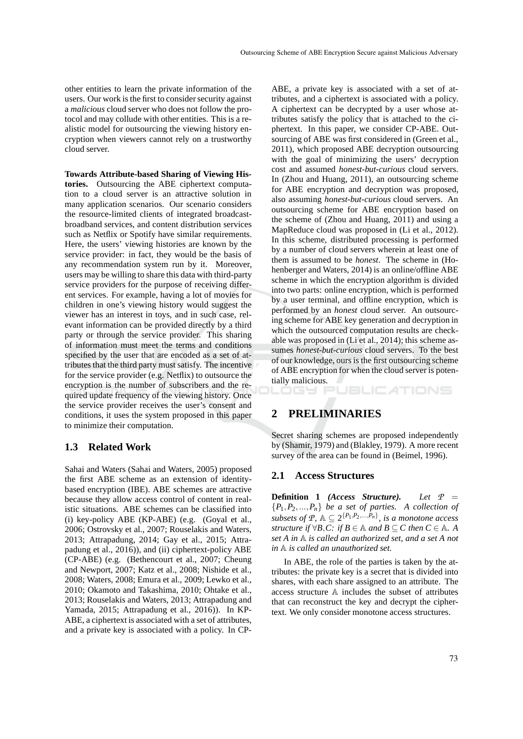other entities to learn the private information of the users. Our work is the first to consider security against a *malicious* cloud server who does not follow the protocol and may collude with other entities. This is a realistic model for outsourcing the viewing history encryption when viewers cannot rely on a trustworthy cloud server.

**Towards Attribute-based Sharing of Viewing Histories.** Outsourcing the ABE ciphertext computation to a cloud server is an attractive solution in many application scenarios. Our scenario considers the resource-limited clients of integrated broadcast-broadband services, and content distribution services such as Netflix or Spotify have similar requirements. Here, the users' viewing histories are known by the service provider: in fact, they would be the basis of any recommendation system run by it. Moreover, users may be willing to share this data with third-party service providers for the purpose of receiving different services. For example, having a lot of movies for children in one's viewing history would suggest the viewer has an interest in toys, and in such case, relevant information can be provided directly by a third party or through the service provider. This sharing of information must meet the terms and conditions specified by the user that are encoded as a set of attributes that the third party must satisfy. The incentive for the service provider (e.g. Netflix) to outsource the encryption is the number of subscribers and the required update frequency of the viewing history. Once the service provider receives the user's consent and conditions, it uses the system proposed in this paper to minimize their computation.

### 1.3 Related Work

Sahai and Waters (Sahai and Waters, 2005) proposed the first ABE scheme as an extension of identity-based encryption (IBE). ABE schemes are attractive because they allow access control of content in realistic situations. ABE schemes can be classified into (i) key-policy ABE (KP-ABE) (e.g. (Goyal et al., 2006; Ostrovsky et al., 2007; Rouselakis and Waters, 2013; Attrapadung, 2014; Gay et al., 2015; Attrapadung et al., 2016)), and (ii) ciphertext-policy ABE (CP-ABE) (e.g. (Bethencourt et al., 2007; Cheung and Newport, 2007; Katz et al., 2008; Nishide et al., 2008; Waters, 2008; Emura et al., 2009; Lewko et al., 2010; Okamoto and Takashima, 2010; Ohtake et al., 2013; Rouselakis and Waters, 2013; Attrapadung and Yamada, 2015; Attrapadung et al., 2016)). In KP-ABE, a ciphertext is associated with a set of attributes, and a private key is associated with a policy. In CP-ABE, a private key is associated with a set of attributes, and a ciphertext is associated with a policy. A ciphertext can be decrypted by a user whose attributes satisfy the policy that is attached to the ciphertext. In this paper, we consider CP-ABE. Outsourcing of ABE was first considered in (Green et al., 2011), which proposed ABE decryption outsourcing with the goal of minimizing the users' decryption cost and assumed *honest-but-curious* cloud servers. In (Zhou and Huang, 2011), an outsourcing scheme for ABE encryption and decryption was proposed, also assuming *honest-but-curious* cloud servers. An outsourcing scheme for ABE encryption based on the scheme of (Zhou and Huang, 2011) and using a MapReduce cloud was proposed in (Li et al., 2012). In this scheme, distributed processing is performed by a number of cloud servers wherein at least one of them is assumed to be *honest*. The scheme in (Hohenberger and Waters, 2014) is an online/offline ABE scheme in which the encryption algorithm is divided into two parts: online encryption, which is performed by a user terminal, and offline encryption, which is performed by an *honest* cloud server. An outsourcing scheme for ABE key generation and decryption in which the outsourced computation results are checkable was proposed in (Li et al., 2014); this scheme assumes *honest-but-curious* cloud servers. To the best of our knowledge, ours is the first outsourcing scheme of ABE encryption for when the cloud server is potentially malicious.

## 2 PRELIMINARIES

Secret sharing schemes are proposed independently by (Shamir, 1979) and (Blakley, 1979). A more recent survey of the area can be found in (Beimel, 1996).

### 2.1 Access Structures

**Definition 1** *(Access Structure). Let $\mathcal{P} = \{P_1, P_2, \ldots, P_n\}$ be a set of parties. A collection of subsets of $\mathcal{P}$, $\mathbb{A} \subseteq 2^{\{P_1, P_2, \ldots, P_n\}}$, is a monotone access structure if $\forall B, C$: if $B \in \mathbb{A}$ and $B \subseteq C$ then $C \in \mathbb{A}$. A set $A$ in $\mathbb{A}$ is called an authorized set, and a set $A$ not in $\mathbb{A}$ is called an unauthorized set.*

In ABE, the role of the parties is taken by the attributes: the private key is a secret that is divided into shares, with each share assigned to an attribute. The access structure $\mathbb{A}$ includes the subset of attributes that can reconstruct the key and decrypt the ciphertext. We only consider monotone access structures.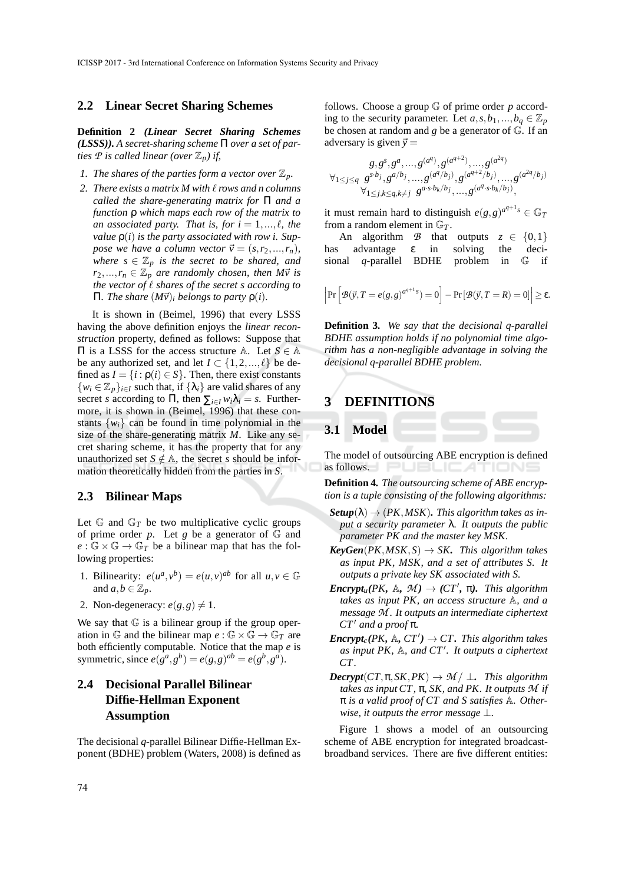## 2.2 Linear Secret Sharing Schemes

**Definition 2** ***(Linear Secret Sharing Schemes (LSSS)).*** *A secret-sharing scheme $\Pi$ over a set of parties $\mathcal{P}$ is called linear (over $\mathbb{Z}_p$) if,*

1. *The shares of the parties form a vector over $\mathbb{Z}_p$.*
2. *There exists a matrix $M$ with $\ell$ rows and $n$ columns called the share-generating matrix for $\Pi$ and a function $\rho$ which maps each row of the matrix to an associated party. That is, for $i = 1,...,\ell$, the value $\rho(i)$ is the party associated with row $i$. Suppose we have a column vector $\vec{v} = (s, r_2, ..., r_n)$, where $s \in \mathbb{Z}_p$ is the secret to be shared, and $r_2, ..., r_n \in \mathbb{Z}_p$ are randomly chosen, then $M\vec{v}$ is the vector of $\ell$ shares of the secret $s$ according to $\Pi$. The share $(M\vec{v})_i$ belongs to party $\rho(i)$.*

It is shown in (Beimel, 1996) that every LSSS having the above definition enjoys the *linear reconstruction* property, defined as follows: Suppose that $\Pi$ is a LSSS for the access structure $\mathbb{A}$. Let $S \in \mathbb{A}$ be any authorized set, and let $I \subset \{1, 2, ..., \ell\}$ be defined as $I = \{i : \rho(i) \in S\}$. Then, there exist constants $\{w_i \in \mathbb{Z}_p\}_{i \in I}$ such that, if $\{\lambda_i\}$ are valid shares of any secret $s$ according to $\Pi$, then $\sum_{i \in I} w_i \lambda_i = s$. Furthermore, it is shown in (Beimel, 1996) that these constants $\{w_i\}$ can be found in time polynomial in the size of the share-generating matrix $M$. Like any secret sharing scheme, it has the property that for any unauthorized set $S \notin \mathbb{A}$, the secret $s$ should be information theoretically hidden from the parties in $S$.

## 2.3 Bilinear Maps

Let $\mathbb{G}$ and $\mathbb{G}_T$ be two multiplicative cyclic groups of prime order $p$. Let $g$ be a generator of $\mathbb{G}$ and $e : \mathbb{G} \times \mathbb{G} \to \mathbb{G}_T$ be a bilinear map that has the following properties:

1. Bilinearity: $e(u^a, v^b) = e(u, v)^{ab}$ for all $u, v \in \mathbb{G}$ and $a, b \in \mathbb{Z}_p$.
2. Non-degeneracy: $e(g, g) \neq 1$.

We say that $\mathbb{G}$ is a bilinear group if the group operation in $\mathbb{G}$ and the bilinear map $e : \mathbb{G} \times \mathbb{G} \to \mathbb{G}_T$ are both efficiently computable. Notice that the map $e$ is symmetric, since $e(g^a, g^b) = e(g, g)^{ab} = e(g^b, g^a)$.

## 2.4 Decisional Parallel Bilinear Diffie-Hellman Exponent Assumption

The decisional $q$-parallel Bilinear Diffie-Hellman Exponent (BDHE) problem (Waters, 2008) is defined as follows. Choose a group $\mathbb{G}$ of prime order $p$ according to the security parameter. Let $a, s, b_1, ..., b_q \in \mathbb{Z}_p$ be chosen at random and $g$ be a generator of $\mathbb{G}$. If an adversary is given $\vec{y} =$

$$
\begin{gathered}
g, g^s, g^a, ..., g^{(a^q)}, g^{(a^{q+2})}, ..., g^{(a^{2q})} \\
\forall_{1 \leq j \leq q} \; g^{s \cdot b_j}, g^{a/b_j}, ..., g^{(a^q/b_j)}, g^{(a^{q+2}/b_j)}, ..., g^{(a^{2q}/b_j)} \\
\forall_{1 \leq j,k \leq q, k \neq j} \; g^{a \cdot s \cdot b_k / b_j}, ..., g^{(a^q \cdot s \cdot b_k / b_j)},
\end{gathered}
$$

it must remain hard to distinguish $e(g,g)^{a^{q+1}s} \in \mathbb{G}_T$ from a random element in $\mathbb{G}_T$.

An algorithm $\mathcal{B}$ that outputs $z \in \{0,1\}$ has advantage $\varepsilon$ in solving the decisional $q$-parallel BDHE problem in $\mathbb{G}$ if

$$
\left| \Pr\left[\mathcal{B}(\vec{y}, T = e(g,g)^{a^{q+1}s}) = 0\right] - \Pr\left[\mathcal{B}(\vec{y}, T = R) = 0\right] \right| \geq \varepsilon.
$$

**Definition 3.** *We say that the decisional q-parallel BDHE assumption holds if no polynomial time algorithm has a non-negligible advantage in solving the decisional q-parallel BDHE problem.*

# 3 DEFINITIONS

## 3.1 Model

The model of outsourcing ABE encryption is defined as follows.

**Definition 4.** *The outsourcing scheme of ABE encryption is a tuple consisting of the following algorithms:*

- ***Setup**$(\lambda) \to (PK, MSK)$. This algorithm takes as input a security parameter $\lambda$. It outputs the public parameter $PK$ and the master key $MSK$.*
- ***KeyGen**$(PK, MSK, S) \to SK$. This algorithm takes as input $PK$, $MSK$, and a set of attributes $S$. It outputs a private key $SK$ associated with $S$.*
- ***Encrypt$_u$**$(PK, \mathbb{A}, \mathcal{M}) \to (CT', \pi)$. This algorithm takes as input $PK$, an access structure $\mathbb{A}$, and a message $\mathcal{M}$. It outputs an intermediate ciphertext $CT'$ and a proof $\pi$.*
- ***Encrypt$_c$**$(PK, \mathbb{A}, CT') \to CT$. This algorithm takes as input $PK$, $\mathbb{A}$, and $CT'$. It outputs a ciphertext $CT$.*
- ***Decrypt**$(CT, \pi, SK, PK) \to \mathcal{M} / \perp$. This algorithm takes as input $CT$, $\pi$, $SK$, and $PK$. It outputs $\mathcal{M}$ if $\pi$ is a valid proof of $CT$ and $S$ satisfies $\mathbb{A}$. Otherwise, it outputs the error message $\perp$.*

Figure 1 shows a model of an outsourcing scheme of ABE encryption for integrated broadcast-broadband services. There are five different entities: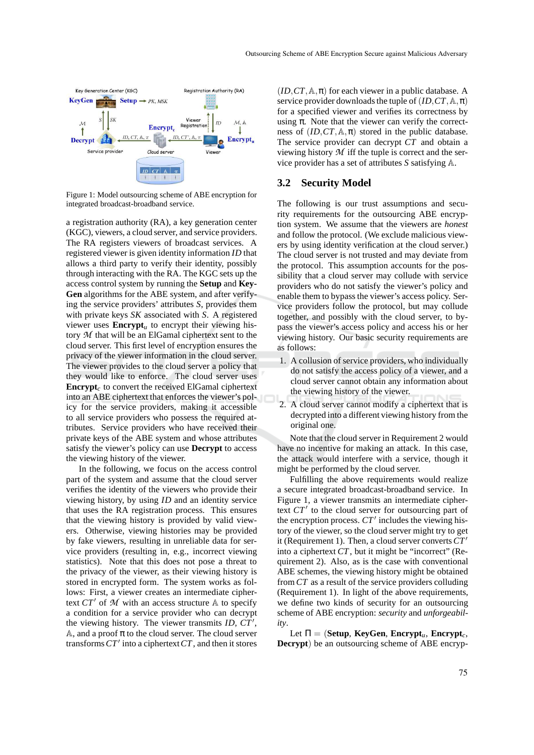Figure 1: Model outsourcing scheme of ABE encryption for integrated broadcast-broadband service.

a registration authority (RA), a key generation center (KGC), viewers, a cloud server, and service providers. The RA registers viewers of broadcast services. A registered viewer is given identity information $ID$ that allows a third party to verify their identity, possibly through interacting with the RA. The KGC sets up the access control system by running the **Setup** and **KeyGen** algorithms for the ABE system, and after verifying the service providers' attributes $S$, provides them with private keys $SK$ associated with $S$. A registered viewer uses $\mathbf{Encrypt}_u$ to encrypt their viewing history $\mathcal{M}$ that will be an ElGamal ciphertext sent to the cloud server. This first level of encryption ensures the privacy of the viewer information in the cloud server. The viewer provides to the cloud server a policy that they would like to enforce. The cloud server uses $\mathbf{Encrypt}_c$ to convert the received ElGamal ciphertext into an ABE ciphertext that enforces the viewer's policy for the service providers, making it accessible to all service providers who possess the required attributes. Service providers who have received their private keys of the ABE system and whose attributes satisfy the viewer's policy can use **Decrypt** to access the viewing history of the viewer.

In the following, we focus on the access control part of the system and assume that the cloud server verifies the identity of the viewers who provide their viewing history, by using $ID$ and an identity service that uses the RA registration process. This ensures that the viewing history is provided by valid viewers. Otherwise, viewing histories may be provided by fake viewers, resulting in unreliable data for service providers (resulting in, e.g., incorrect viewing statistics). Note that this does not pose a threat to the privacy of the viewer, as their viewing history is stored in encrypted form. The system works as follows: First, a viewer creates an intermediate ciphertext $CT'$ of $\mathcal{M}$ with an access structure $\mathbb{A}$ to specify a condition for a service provider who can decrypt the viewing history. The viewer transmits $ID$, $CT'$, $\mathbb{A}$, and a proof $\pi$ to the cloud server. The cloud server transforms $CT'$ into a ciphertext $CT$, and then it stores $(ID, CT, \mathbb{A}, \pi)$ for each viewer in a public database. A service provider downloads the tuple of $(ID, CT, \mathbb{A}, \pi)$ for a specified viewer and verifies its correctness by using $\pi$. Note that the viewer can verify the correctness of $(ID, CT, \mathbb{A}, \pi)$ stored in the public database. The service provider can decrypt $CT$ and obtain a viewing history $\mathcal{M}$ iff the tuple is correct and the service provider has a set of attributes $S$ satisfying $\mathbb{A}$.

## 3.2 Security Model

The following is our trust assumptions and security requirements for the outsourcing ABE encryption system. We assume that the viewers are *honest* and follow the protocol. (We exclude malicious viewers by using identity verification at the cloud server.) The cloud server is not trusted and may deviate from the protocol. This assumption accounts for the possibility that a cloud server may collude with service providers who do not satisfy the viewer's policy and enable them to bypass the viewer's access policy. Service providers follow the protocol, but may collude together, and possibly with the cloud server, to bypass the viewer's access policy and access his or her viewing history. Our basic security requirements are as follows:

1. A collusion of service providers, who individually do not satisfy the access policy of a viewer, and a cloud server cannot obtain any information about the viewing history of the viewer.
2. A cloud server cannot modify a ciphertext that is decrypted into a different viewing history from the original one.

Note that the cloud server in Requirement 2 would have no incentive for making an attack. In this case, the attack would interfere with a service, though it might be performed by the cloud server.

Fulfilling the above requirements would realize a secure integrated broadcast-broadband service. In Figure 1, a viewer transmits an intermediate ciphertext $CT'$ to the cloud server for outsourcing part of the encryption process. $CT'$ includes the viewing history of the viewer, so the cloud server might try to get it (Requirement 1). Then, a cloud server converts $CT'$ into a ciphertext $CT$, but it might be "incorrect" (Requirement 2). Also, as is the case with conventional ABE schemes, the viewing history might be obtained from $CT$ as a result of the service providers colluding (Requirement 1). In light of the above requirements, we define two kinds of security for an outsourcing scheme of ABE encryption: *security* and *unforgeability*.

Let $\Pi = (\mathbf{Setup}, \mathbf{KeyGen}, \mathbf{Encrypt}_u, \mathbf{Encrypt}_c, \mathbf{Decrypt})$ be an outsourcing scheme of ABE encryp-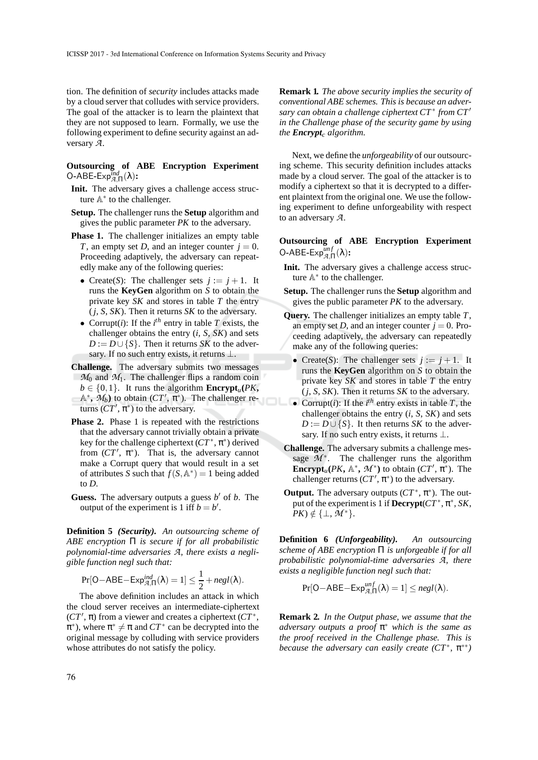tion. The definition of *security* includes attacks made by a cloud server that colludes with service providers. The goal of the attacker is to learn the plaintext that they are not supposed to learn. Formally, we use the following experiment to define security against an adversary $\mathcal{A}$.

**Outsourcing of ABE Encryption Experiment** $\mathsf{O\text{-}ABE\text{-}Exp}^{ind}_{\mathcal{A},\Pi}(\lambda)$**:**

- **Init.** The adversary gives a challenge access structure $\mathbb{A}^*$ to the challenger.
- **Setup.** The challenger runs the **Setup** algorithm and gives the public parameter $PK$ to the adversary.
- **Phase 1.** The challenger initializes an empty table $T$, an empty set $D$, and an integer counter $j = 0$. Proceeding adaptively, the adversary can repeatedly make any of the following queries:
  - Create($S$): The challenger sets $j := j + 1$. It runs the **KeyGen** algorithm on $S$ to obtain the private key $SK$ and stores in table $T$ the entry ($j$, $S$, $SK$). Then it returns $SK$ to the adversary.
  - Corrupt($i$): If the $i^{th}$ entry in table $T$ exists, the challenger obtains the entry ($i$, $S$, $SK$) and sets $D := D \cup \{S\}$. Then it returns $SK$ to the adversary. If no such entry exists, it returns $\perp$.
- **Challenge.** The adversary submits two messages $\mathcal{M}_0$ and $\mathcal{M}_1$. The challenger flips a random coin $b \in \{0, 1\}$. It runs the algorithm **Encrypt**$_u$**(**$PK$, $\mathbb{A}^*$, $\mathcal{M}_b$**)** to obtain ($CT'$, $\pi^*$). The challenger returns ($CT'$, $\pi^*$) to the adversary.
- **Phase 2.** Phase 1 is repeated with the restrictions that the adversary cannot trivially obtain a private key for the challenge ciphertext ($CT^*$, $\pi^*$) derived from ($CT'$, $\pi^*$). That is, the adversary cannot make a Corrupt query that would result in a set of attributes $S$ such that $f(S, \mathbb{A}^*) = 1$ being added to $D$.
- **Guess.** The adversary outputs a guess $b'$ of $b$. The output of the experiment is 1 iff $b = b'$.

**Definition 5** ***(Security).*** *An outsourcing scheme of ABE encryption* $\Pi$ *is secure if for all probabilistic polynomial-time adversaries* $\mathcal{A}$*, there exists a negligible function negl such that:*

$$\Pr[\mathsf{O{-}ABE{-}Exp}^{ind}_{\mathcal{A},\Pi}(\lambda) = 1] \leq \frac{1}{2} + negl(\lambda).$$

The above definition includes an attack in which the cloud server receives an intermediate-ciphertext ($CT'$, $\pi$) from a viewer and creates a ciphertext ($CT^*$, $\pi^*$), where $\pi^* \neq \pi$ and $CT^*$ can be decrypted into the original message by colluding with service providers whose attributes do not satisfy the policy.

**Remark 1.** *The above security implies the security of conventional ABE schemes. This is because an adversary can obtain a challenge ciphertext* $CT^*$ *from* $CT'$ *in the Challenge phase of the security game by using the* ***Encrypt***$_c$ *algorithm.*

Next, we define the *unforgeability* of our outsourcing scheme. This security definition includes attacks made by a cloud server. The goal of the attacker is to modify a ciphertext so that it is decrypted to a different plaintext from the original one. We use the following experiment to define unforgeability with respect to an adversary $\mathcal{A}$.

**Outsourcing of ABE Encryption Experiment** $\mathsf{O\text{-}ABE\text{-}Exp}^{unf}_{\mathcal{A},\Pi}(\lambda)$**:**

- **Init.** The adversary gives a challenge access structure $\mathbb{A}^*$ to the challenger.
- **Setup.** The challenger runs the **Setup** algorithm and gives the public parameter $PK$ to the adversary.
- **Query.** The challenger initializes an empty table $T$, an empty set $D$, and an integer counter $j = 0$. Proceeding adaptively, the adversary can repeatedly make any of the following queries:
  - Create($S$): The challenger sets $j := j + 1$. It runs the **KeyGen** algorithm on $S$ to obtain the private key $SK$ and stores in table $T$ the entry ($j$, $S$, $SK$). Then it returns $SK$ to the adversary.
  - Corrupt($i$): If the $i^{th}$ entry exists in table $T$, the challenger obtains the entry ($i$, $S$, $SK$) and sets $D := D \cup \{S\}$. It then returns $SK$ to the adversary. If no such entry exists, it returns $\perp$.
- **Challenge.** The adversary submits a challenge message $\mathcal{M}^*$. The challenger runs the algorithm **Encrypt**$_u$**(**$PK$, $\mathbb{A}^*$, $\mathcal{M}^*$**)** to obtain ($CT'$, $\pi^*$). The challenger returns ($CT'$, $\pi^*$) to the adversary.
- **Output.** The adversary outputs ($CT^*$, $\pi^*$). The output of the experiment is 1 if **Decrypt**($CT^*$, $\pi^*$, $SK$, $PK$) $\notin \{\perp, \mathcal{M}^*\}$.

**Definition 6** ***(Unforgeability).*** *An outsourcing scheme of ABE encryption* $\Pi$ *is unforgeable if for all probabilistic polynomial-time adversaries* $\mathcal{A}$*, there exists a negligible function negl such that:*

$$\Pr[\mathsf{O{-}ABE{-}Exp}^{unf}_{\mathcal{A},\Pi}(\lambda) = 1] \leq negl(\lambda).$$

**Remark 2.** *In the Output phase, we assume that the adversary outputs a proof* $\pi^*$ *which is the same as the proof received in the Challenge phase. This is because the adversary can easily create* ($CT^*$, $\pi^{**}$)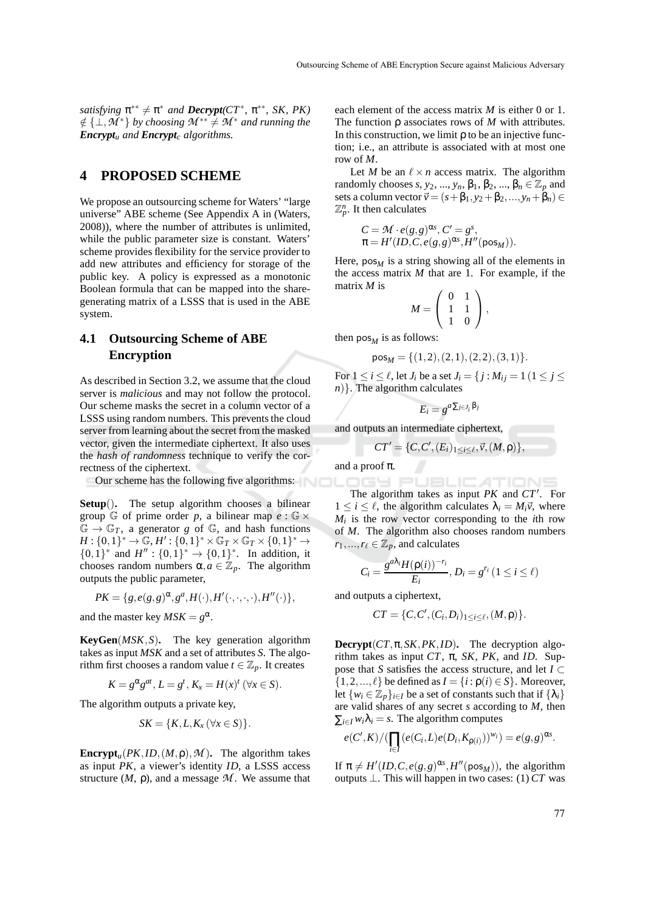*satisfying* $\pi^{**} \neq \pi^{*}$ *and* ***Decrypt****(CT*, $\pi^{**}$, SK, PK)* $\notin \{\perp, \mathcal{M}^{*}\}$ *by choosing* $\mathcal{M}^{**} \neq \mathcal{M}^{*}$ *and running the* ***Encrypt***$_u$ *and* ***Encrypt***$_c$ *algorithms.*

## 4 PROPOSED SCHEME

We propose an outsourcing scheme for Waters' "large universe" ABE scheme (See Appendix A in (Waters, 2008)), where the number of attributes is unlimited, while the public parameter size is constant. Waters' scheme provides flexibility for the service provider to add new attributes and efficiency for storage of the public key. A policy is expressed as a monotonic Boolean formula that can be mapped into the share-generating matrix of a LSSS that is used in the ABE system.

### 4.1 Outsourcing Scheme of ABE Encryption

As described in Section 3.2, we assume that the cloud server is *malicious* and may not follow the protocol. Our scheme masks the secret in a column vector of a LSSS using random numbers. This prevents the cloud server from learning about the secret from the masked vector, given the intermediate ciphertext. It also uses the *hash of randomness* technique to verify the correctness of the ciphertext.

Our scheme has the following five algorithms:

**Setup**(). The setup algorithm chooses a bilinear group $\mathbb{G}$ of prime order $p$, a bilinear map $e : \mathbb{G} \times \mathbb{G} \to \mathbb{G}_T$, a generator $g$ of $\mathbb{G}$, and hash functions $H : \{0,1\}^* \to \mathbb{G}$, $H' : \{0,1\}^* \times \mathbb{G}_T \times \mathbb{G}_T \times \{0,1\}^* \to \{0,1\}^*$ and $H'' : \{0,1\}^* \to \{0,1\}^*$. In addition, it chooses random numbers $\alpha, a \in \mathbb{Z}_p$. The algorithm outputs the public parameter,

$$PK = \{g, e(g,g)^{\alpha}, g^{a}, H(\cdot), H'(\cdot,\cdot,\cdot,\cdot), H''(\cdot)\},$$

and the master key $MSK = g^{\alpha}$.

**KeyGen**$(MSK, S)$. The key generation algorithm takes as input $MSK$ and a set of attributes $S$. The algorithm first chooses a random value $t \in \mathbb{Z}_p$. It creates

$$K = g^{\alpha} g^{at}, L = g^{t}, K_x = H(x)^{t} \ (\forall x \in S).$$

The algorithm outputs a private key,

$$SK = \{K, L, K_x \ (\forall x \in S)\}.$$

**Encrypt**$_u(PK, ID, (M, \rho), \mathcal{M})$. The algorithm takes as input $PK$, a viewer's identity $ID$, a LSSS access structure $(M, \rho)$, and a message $\mathcal{M}$. We assume that each element of the access matrix $M$ is either 0 or 1. The function $\rho$ associates rows of $M$ with attributes. In this construction, we limit $\rho$ to be an injective function; i.e., an attribute is associated with at most one row of $M$.

Let $M$ be an $\ell \times n$ access matrix. The algorithm randomly chooses $s, y_2, ..., y_n, \beta_1, \beta_2, ..., \beta_n \in \mathbb{Z}_p$ and sets a column vector $\vec{v} = (s+\beta_1, y_2+\beta_2, ..., y_n+\beta_n) \in \mathbb{Z}_p^n$. It then calculates

$$C = \mathcal{M} \cdot e(g,g)^{\alpha s}, C' = g^{s},$$
$$\pi = H'(ID, C, e(g,g)^{\alpha s}, H''(\mathsf{pos}_M)).$$

Here, $\mathsf{pos}_M$ is a string showing all of the elements in the access matrix $M$ that are 1. For example, if the matrix $M$ is

$$M = \begin{pmatrix} 0 & 1 \\ 1 & 1 \\ 1 & 0 \end{pmatrix},$$

then $\mathsf{pos}_M$ is as follows:

$$\mathsf{pos}_M = \{(1,2),(2,1),(2,2),(3,1)\}.$$

For $1 \leq i \leq \ell$, let $J_i$ be a set $J_i = \{j : M_{ij} = 1 \ (1 \leq j \leq n)\}$. The algorithm calculates

$$E_i = g^{a \sum_{j \in J_i} \beta_j}$$

and outputs an intermediate ciphertext,

$$CT' = \{C, C', (E_i)_{1 \leq i \leq \ell}, \vec{v}, (M, \rho)\},$$

and a proof $\pi$.

The algorithm takes as input $PK$ and $CT'$. For $1 \leq i \leq \ell$, the algorithm calculates $\lambda_i = M_i \vec{v}$, where $M_i$ is the row vector corresponding to the $i$th row of $M$. The algorithm also chooses random numbers $r_1, ..., r_\ell \in \mathbb{Z}_p$, and calculates

$$C_i = \frac{g^{a\lambda_i} H(\rho(i))^{-r_i}}{E_i}, D_i = g^{r_i} \ (1 \leq i \leq \ell)$$

and outputs a ciphertext,

$$CT = \{C, C', (C_i, D_i)_{1 \leq i \leq \ell}, (M, \rho)\}.$$

**Decrypt**$(CT, \pi, SK, PK, ID)$. The decryption algorithm takes as input $CT$, $\pi$, $SK$, $PK$, and $ID$. Suppose that $S$ satisfies the access structure, and let $I \subset \{1, 2, ..., \ell\}$ be defined as $I = \{i : \rho(i) \in S\}$. Moreover, let $\{w_i \in \mathbb{Z}_p\}_{i \in I}$ be a set of constants such that if $\{\lambda_i\}$ are valid shares of any secret $s$ according to $M$, then $\sum_{i \in I} w_i \lambda_i = s$. The algorithm computes

$$e(C', K) / \left(\prod_{i \in I} (e(C_i, L) e(D_i, K_{\rho(i)}))^{w_i}\right) = e(g,g)^{\alpha s}.$$

If $\pi \neq H'(ID, C, e(g,g)^{\alpha s}, H''(\mathsf{pos}_M))$, the algorithm outputs $\perp$. This will happen in two cases: (1) $CT$ was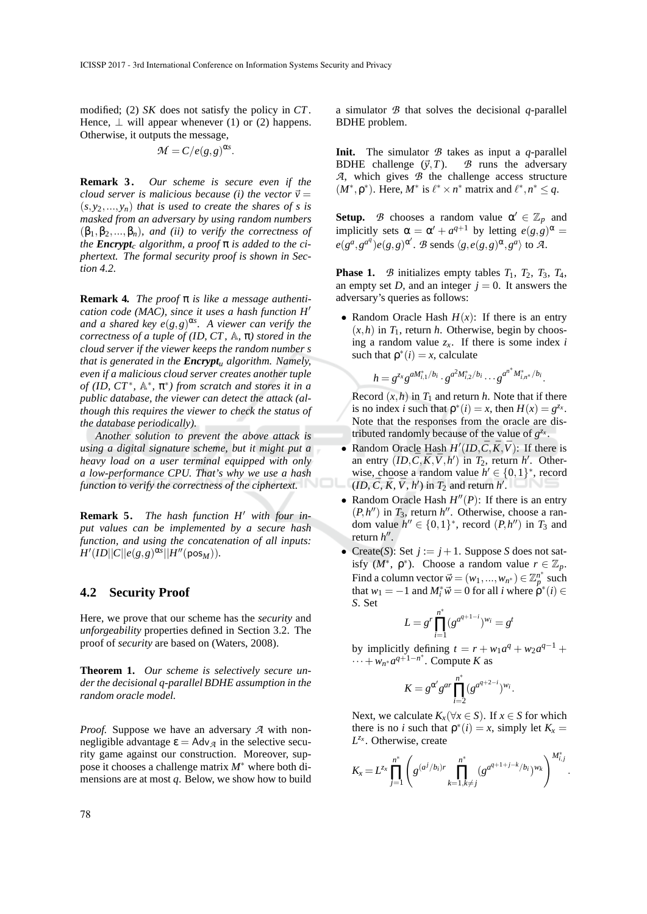modified; (2) $SK$ does not satisfy the policy in $CT$. Hence, $\perp$ will appear whenever (1) or (2) happens. Otherwise, it outputs the message,

$$\mathcal{M} = C/e(g,g)^{\alpha s}.$$

**Remark 3.** *Our scheme is secure even if the cloud server is malicious because (i) the vector $\vec{v} = (s, y_2, ..., y_n)$ that is used to create the shares of $s$ is masked from an adversary by using random numbers $(\beta_1, \beta_2, ..., \beta_n)$, and (ii) to verify the correctness of the **Encrypt**$_c$ algorithm, a proof $\pi$ is added to the ciphertext. The formal security proof is shown in Section 4.2.*

**Remark 4.** *The proof $\pi$ is like a message authentication code (MAC), since it uses a hash function $H'$ and a shared key $e(g,g)^{\alpha s}$. A viewer can verify the correctness of a tuple of (ID, CT, $\mathbb{A}$, $\pi$) stored in the cloud server if the viewer keeps the random number $s$ that is generated in the **Encrypt**$_u$ algorithm. Namely, even if a malicious cloud server creates another tuple of (ID, $CT^*$, $\mathbb{A}^*$, $\pi^*$) from scratch and stores it in a public database, the viewer can detect the attack (although this requires the viewer to check the status of the database periodically).*

*Another solution to prevent the above attack is using a digital signature scheme, but it might put a heavy load on a user terminal equipped with only a low-performance CPU. That's why we use a hash function to verify the correctness of the ciphertext.*

**Remark 5.** *The hash function $H'$ with four input values can be implemented by a secure hash function, and using the concatenation of all inputs: $H'(ID||C||e(g,g)^{\alpha s}||H''(\mathsf{pos}_M))$.*

## 4.2 Security Proof

Here, we prove that our scheme has the *security* and *unforgeability* properties defined in Section 3.2. The proof of *security* are based on (Waters, 2008).

**Theorem 1.** *Our scheme is selectively secure under the decisional q-parallel BDHE assumption in the random oracle model.*

*Proof.* Suppose we have an adversary $\mathcal{A}$ with non-negligible advantage $\varepsilon = \mathsf{Adv}_{\mathcal{A}}$ in the selective security game against our construction. Moreover, suppose it chooses a challenge matrix $M^*$ where both dimensions are at most $q$. Below, we show how to build a simulator $\mathcal{B}$ that solves the decisional $q$-parallel BDHE problem.

**Init.** The simulator $\mathcal{B}$ takes as input a $q$-parallel BDHE challenge $(\vec{y}, T)$. $\mathcal{B}$ runs the adversary $\mathcal{A}$, which gives $\mathcal{B}$ the challenge access structure $(M^*, \rho^*)$. Here, $M^*$ is $\ell^* \times n^*$ matrix and $\ell^*, n^* \le q$.

**Setup.** $\mathcal{B}$ chooses a random value $\alpha' \in \mathbb{Z}_p$ and implicitly sets $\alpha = \alpha' + a^{q+1}$ by letting $e(g,g)^{\alpha} = e(g^a, g^{a^q}) e(g,g)^{\alpha'}$. $\mathcal{B}$ sends $\langle g, e(g,g)^{\alpha}, g^a \rangle$ to $\mathcal{A}$.

**Phase 1.** $\mathcal{B}$ initializes empty tables $T_1$, $T_2$, $T_3$, $T_4$, an empty set $D$, and an integer $j = 0$. It answers the adversary's queries as follows:

- Random Oracle Hash $H(x)$: If there is an entry $(x, h)$ in $T_1$, return $h$. Otherwise, begin by choosing a random value $z_x$. If there is some index $i$ such that $\rho^*(i) = x$, calculate

  $$h = g^{z_x} g^{aM^*_{i,1}/b_i} \cdot g^{a^2 M^*_{i,2}/b_i} \cdots g^{a^{n^*} M^*_{i,n^*}/b_i}.$$

  Record $(x, h)$ in $T_1$ and return $h$. Note that if there is no index $i$ such that $\rho^*(i) = x$, then $H(x) = g^{z_x}$. Note that the responses from the oracle are distributed randomly because of the value of $g^{z_x}$.
- Random Oracle Hash $H'(ID, \bar{C}, \bar{K}, \bar{V})$: If there is an entry $(ID, \bar{C}, \bar{K}, \bar{V}, h')$ in $T_2$, return $h'$. Otherwise, choose a random value $h' \in \{0,1\}^*$, record $(ID, \bar{C}, \bar{K}, \bar{V}, h')$ in $T_2$ and return $h'$.
- Random Oracle Hash $H''(P)$: If there is an entry $(P, h'')$ in $T_3$, return $h''$. Otherwise, choose a random value $h'' \in \{0,1\}^*$, record $(P, h'')$ in $T_3$ and return $h''$.
- Create($S$): Set $j := j + 1$. Suppose $S$ does not satisfy $(M^*, \rho^*)$. Choose a random value $r \in \mathbb{Z}_p$. Find a column vector $\vec{w} = (w_1, ..., w_{n^*}) \in \mathbb{Z}_p^{n^*}$ such that $w_1 = -1$ and $M^*_i \vec{w} = 0$ for all $i$ where $\rho^*(i) \in S$. Set

  $$L = g^r \prod_{i=1}^{n^*} (g^{a^{q+1-i}})^{w_i} = g^t$$

  by implicitly defining $t = r + w_1 a^q + w_2 a^{q-1} + \cdots + w_{n^*} a^{q+1-n^*}$. Compute $K$ as

  $$K = g^{\alpha'} g^{ar} \prod_{i=2}^{n^*} (g^{a^{q+2-i}})^{w_i}.$$

  Next, we calculate $K_x (\forall x \in S)$. If $x \in S$ for which there is no $i$ such that $\rho^*(i) = x$, simply let $K_x = L^{z_x}$. Otherwise, create

  $$K_x = L^{z_x} \prod_{j=1}^{n^*} \left( g^{(a^j/b_i)r} \prod_{k=1, k \neq j}^{n^*} (g^{a^{q+1+j-k}/b_i})^{w_k} \right)^{M^*_{i,j}}.$$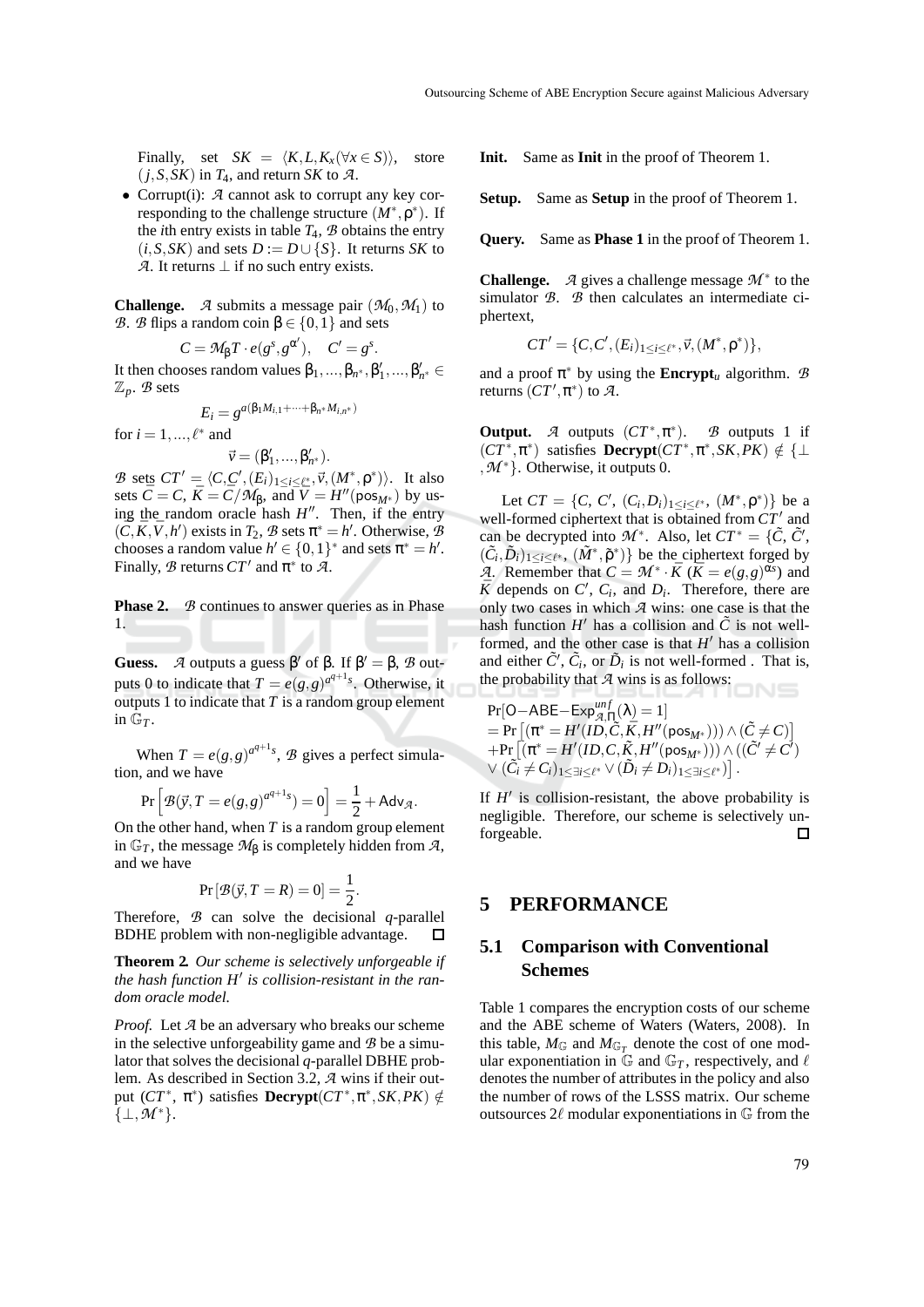Finally, set $SK = \langle K, L, K_x(\forall x \in S)\rangle$, store $(j, S, SK)$ in $T_4$, and return $SK$ to $\mathcal{A}$.

- Corrupt(i): $\mathcal{A}$ cannot ask to corrupt any key corresponding to the challenge structure $(M^*, \rho^*)$. If the $i$th entry exists in table $T_4$, $\mathcal{B}$ obtains the entry $(i, S, SK)$ and sets $D := D \cup \{S\}$. It returns $SK$ to $\mathcal{A}$. It returns $\perp$ if no such entry exists.

**Challenge.** $\mathcal{A}$ submits a message pair $(\mathcal{M}_0, \mathcal{M}_1)$ to $\mathcal{B}$. $\mathcal{B}$ flips a random coin $\beta \in \{0,1\}$ and sets

$$C = \mathcal{M}_\beta T \cdot e(g^s, g^{\alpha'}), \quad C' = g^s.$$

It then chooses random values $\beta_1, ..., \beta_{n^*}, \beta'_1, ..., \beta'_{n^*} \in \mathbb{Z}_p$. $\mathcal{B}$ sets

$$E_i = g^{a(\beta_1 M_{i,1} + \cdots + \beta_{n^*} M_{i,n^*})}$$

for $i = 1, ..., \ell^*$ and

$$\vec{v} = (\beta'_1, ..., \beta'_{n^*}).$$

$\mathcal{B}$ sets $CT' = \langle C, C', (E_i)_{1 \le i \le \ell^*}, \vec{v}, (M^*, \rho^*)\rangle$. It also sets $\bar{C} = C$, $\bar{K} = C/\mathcal{M}_\beta$, and $\bar{V} = H''(\mathsf{pos}_{M^*})$ by using the random oracle hash $H''$. Then, if the entry $(\bar{C}, \bar{K}, \bar{V}, h')$ exists in $T_2$, $\mathcal{B}$ sets $\pi^* = h'$. Otherwise, $\mathcal{B}$ chooses a random value $h' \in \{0,1\}^*$ and sets $\pi^* = h'$. Finally, $\mathcal{B}$ returns $CT'$ and $\pi^*$ to $\mathcal{A}$.

**Phase 2.** $\mathcal{B}$ continues to answer queries as in Phase 1.

**Guess.** $\mathcal{A}$ outputs a guess $\beta'$ of $\beta$. If $\beta' = \beta$, $\mathcal{B}$ outputs 0 to indicate that $T = e(g,g)^{a^{q+1}s}$. Otherwise, it outputs 1 to indicate that $T$ is a random group element in $\mathbb{G}_T$.

When $T = e(g,g)^{a^{q+1}s}$, $\mathcal{B}$ gives a perfect simulation, and we have

$$\Pr\left[\mathcal{B}(\vec{y}, T = e(g,g)^{a^{q+1}s}) = 0\right] = \frac{1}{2} + \mathsf{Adv}_{\mathcal{A}}.$$

On the other hand, when $T$ is a random group element in $\mathbb{G}_T$, the message $\mathcal{M}_\beta$ is completely hidden from $\mathcal{A}$, and we have

$$\Pr\left[\mathcal{B}(\vec{y}, T = R) = 0\right] = \frac{1}{2}.$$

Therefore, $\mathcal{B}$ can solve the decisional $q$-parallel BDHE problem with non-negligible advantage. ☐

**Theorem 2.** *Our scheme is selectively unforgeable if the hash function $H'$ is collision-resistant in the random oracle model.*

*Proof.* Let $\mathcal{A}$ be an adversary who breaks our scheme in the selective unforgeability game and $\mathcal{B}$ be a simulator that solves the decisional $q$-parallel DBHE problem. As described in Section 3.2, $\mathcal{A}$ wins if their output $(CT^*, \pi^*)$ satisfies **Decrypt**$(CT^*, \pi^*, SK, PK) \notin \{\perp, \mathcal{M}^*\}$.

**Init.** Same as **Init** in the proof of Theorem 1.

**Setup.** Same as **Setup** in the proof of Theorem 1.

**Query.** Same as **Phase 1** in the proof of Theorem 1.

**Challenge.** $\mathcal{A}$ gives a challenge message $\mathcal{M}^*$ to the simulator $\mathcal{B}$. $\mathcal{B}$ then calculates an intermediate ciphertext,

$$CT' = \{C, C', (E_i)_{1 \le i \le \ell^*}, \vec{v}, (M^*, \rho^*)\},$$

and a proof $\pi^*$ by using the **Encrypt**$_u$ algorithm. $\mathcal{B}$ returns $(CT', \pi^*)$ to $\mathcal{A}$.

**Output.** $\mathcal{A}$ outputs $(CT^*, \pi^*)$. $\mathcal{B}$ outputs 1 if $(CT^*, \pi^*)$ satisfies **Decrypt**$(CT^*, \pi^*, SK, PK) \notin \{\perp, \mathcal{M}^*\}$. Otherwise, it outputs 0.

Let $CT = \{C, C', (C_i, D_i)_{1 \le i \le \ell^*}, (M^*, \rho^*)\}$ be a well-formed ciphertext that is obtained from $CT'$ and can be decrypted into $\mathcal{M}^*$. Also, let $CT^* = \{\tilde{C}, \tilde{C}', (\tilde{C}_i, \tilde{D}_i)_{1 \le i \le \ell^*}, (\tilde{M}^*, \tilde{\rho}^*)\}$ be the ciphertext forged by $\mathcal{A}$. Remember that $\bar{C} = \mathcal{M}^* \cdot \bar{K}$ ($\bar{K} = e(g,g)^{\alpha s}$) and $\bar{K}$ depends on $C'$, $C_i$, and $D_i$. Therefore, there are only two cases in which $\mathcal{A}$ wins: one case is that the hash function $H'$ has a collision and $\tilde{C}$ is not well-formed, and the other case is that $H'$ has a collision and either $\tilde{C}'$, $\tilde{C}_i$, or $\tilde{D}_i$ is not well-formed . That is, the probability that $\mathcal{A}$ wins is as follows:

$$\begin{aligned}
&\Pr[\mathsf{O{-}ABE{-}Exp}^{unf}_{\mathcal{A},\Pi}(\lambda) = 1] \\
&= \Pr\left[(\pi^* = H'(ID, \tilde{C}, \bar{K}, H''(\mathsf{pos}_{M^*}))) \wedge (\tilde{C} \neq C)\right] \\
&+ \Pr\left[(\pi^* = H'(ID, C, \tilde{K}, H''(\mathsf{pos}_{M^*}))) \wedge ((\tilde{C}' \neq C') \right. \\
&\left. \vee (\tilde{C}_i \neq C_i)_{1 \le \exists i \le \ell^*} \vee (\tilde{D}_i \neq D_i)_{1 \le \exists i \le \ell^*})\right].
\end{aligned}$$

If $H'$ is collision-resistant, the above probability is negligible. Therefore, our scheme is selectively unforgeable. ☐

## 5 PERFORMANCE

### 5.1 Comparison with Conventional Schemes

Table 1 compares the encryption costs of our scheme and the ABE scheme of Waters (Waters, 2008). In this table, $M_{\mathbb{G}}$ and $M_{\mathbb{G}_T}$ denote the cost of one modular exponentiation in $\mathbb{G}$ and $\mathbb{G}_T$, respectively, and $\ell$ denotes the number of attributes in the policy and also the number of rows of the LSSS matrix. Our scheme outsources $2\ell$ modular exponentiations in $\mathbb{G}$ from the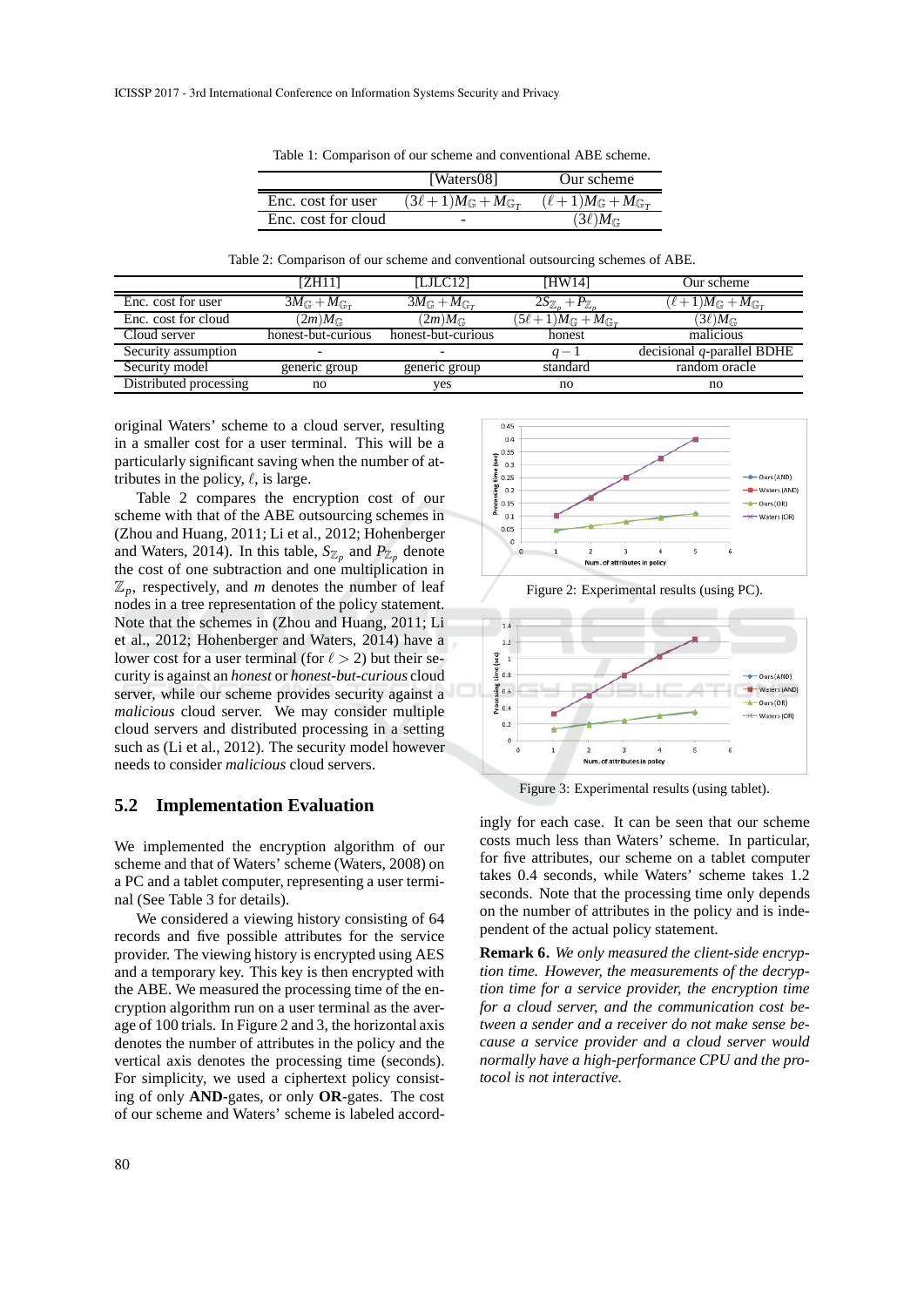Table 1: Comparison of our scheme and conventional ABE scheme.

| | [Waters08] | Our scheme |
|---|---|---|
| Enc. cost for user | $(3\ell+1)M_{\mathbb{G}}+M_{\mathbb{G}_T}$ | $(\ell+1)M_{\mathbb{G}}+M_{\mathbb{G}_T}$ |
| Enc. cost for cloud | - | $(3\ell)M_{\mathbb{G}}$ |

Table 2: Comparison of our scheme and conventional outsourcing schemes of ABE.

| | [ZH11] | [LJLC12] | [HW14] | Our scheme |
|---|---|---|---|---|
| Enc. cost for user | $3M_{\mathbb{G}}+M_{\mathbb{G}_T}$ | $3M_{\mathbb{G}}+M_{\mathbb{G}_T}$ | $2S_{\mathbb{Z}_p}+P_{\mathbb{Z}_p}$ | $(\ell+1)M_{\mathbb{G}}+M_{\mathbb{G}_T}$ |
| Enc. cost for cloud | $(2m)M_{\mathbb{G}}$ | $(2m)M_{\mathbb{G}}$ | $(5\ell+1)M_{\mathbb{G}}+M_{\mathbb{G}_T}$ | $(3\ell)M_{\mathbb{G}}$ |
| Cloud server | honest-but-curious | honest-but-curious | honest | malicious |
| Security assumption | - | - | $q-1$ | decisional $q$-parallel BDHE |
| Security model | generic group | generic group | standard | random oracle |
| Distributed processing | no | yes | no | no |

original Waters' scheme to a cloud server, resulting in a smaller cost for a user terminal. This will be a particularly significant saving when the number of attributes in the policy, $\ell$, is large.

Table 2 compares the encryption cost of our scheme with that of the ABE outsourcing schemes in (Zhou and Huang, 2011; Li et al., 2012; Hohenberger and Waters, 2014). In this table, $S_{\mathbb{Z}_p}$ and $P_{\mathbb{Z}_p}$ denote the cost of one subtraction and one multiplication in $\mathbb{Z}_p$, respectively, and $m$ denotes the number of leaf nodes in a tree representation of the policy statement. Note that the schemes in (Zhou and Huang, 2011; Li et al., 2012; Hohenberger and Waters, 2014) have a lower cost for a user terminal (for $\ell > 2$) but their security is against an *honest* or *honest-but-curious* cloud server, while our scheme provides security against a *malicious* cloud server. We may consider multiple cloud servers and distributed processing in a setting such as (Li et al., 2012). The security model however needs to consider *malicious* cloud servers.

## 5.2 Implementation Evaluation

We implemented the encryption algorithm of our scheme and that of Waters' scheme (Waters, 2008) on a PC and a tablet computer, representing a user terminal (See Table 3 for details).

We considered a viewing history consisting of 64 records and five possible attributes for the service provider. The viewing history is encrypted using AES and a temporary key. This key is then encrypted with the ABE. We measured the processing time of the encryption algorithm run on a user terminal as the average of 100 trials. In Figure 2 and 3, the horizontal axis denotes the number of attributes in the policy and the vertical axis denotes the processing time (seconds). For simplicity, we used a ciphertext policy consisting of only **AND**-gates, or only **OR**-gates. The cost of our scheme and Waters' scheme is labeled accordingly for each case. It can be seen that our scheme costs much less than Waters' scheme. In particular, for five attributes, our scheme on a tablet computer takes 0.4 seconds, while Waters' scheme takes 1.2 seconds. Note that the processing time only depends on the number of attributes in the policy and is independent of the actual policy statement.

Figure 2: Experimental results (using PC).

Figure 3: Experimental results (using tablet).

**Remark 6.** *We only measured the client-side encryption time. However, the measurements of the decryption time for a service provider, the encryption time for a cloud server, and the communication cost between a sender and a receiver do not make sense because a service provider and a cloud server would normally have a high-performance CPU and the protocol is not interactive.*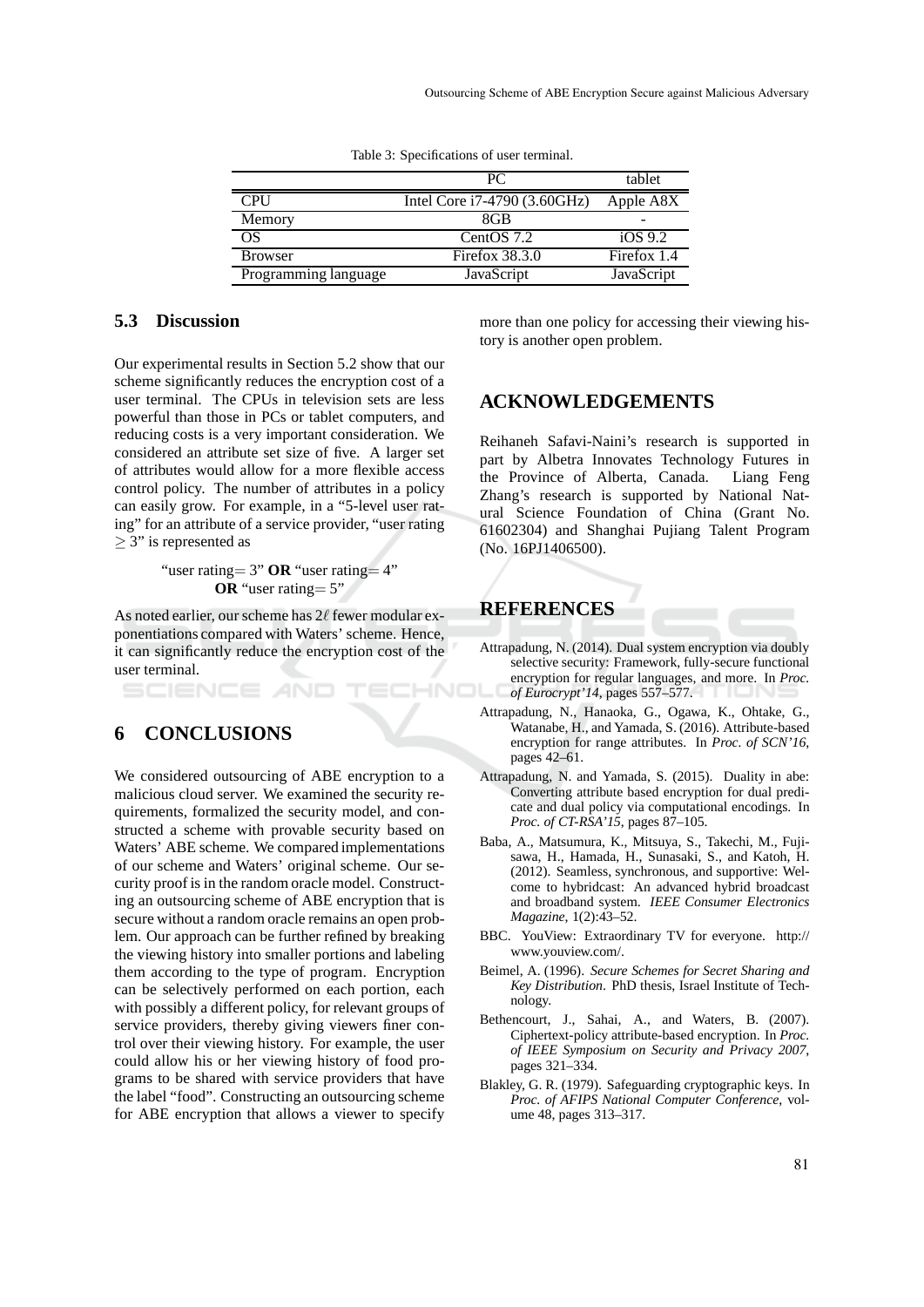Table 3: Specifications of user terminal.

| | PC | tablet |
|---|---|---|
| CPU | Intel Core i7-4790 (3.60GHz) | Apple A8X |
| Memory | 8GB | - |
| OS | CentOS 7.2 | iOS 9.2 |
| Browser | Firefox 38.3.0 | Firefox 1.4 |
| Programming language | JavaScript | JavaScript |

### 5.3 Discussion

Our experimental results in Section 5.2 show that our scheme significantly reduces the encryption cost of a user terminal. The CPUs in television sets are less powerful than those in PCs or tablet computers, and reducing costs is a very important consideration. We considered an attribute set size of five. A larger set of attributes would allow for a more flexible access control policy. The number of attributes in a policy can easily grow. For example, in a "5-level user rating" for an attribute of a service provider, "user rating $\geq 3$" is represented as

"user rating$= 3$" **OR** "user rating$= 4$" **OR** "user rating$= 5$"

As noted earlier, our scheme has $2\ell$ fewer modular exponentiations compared with Waters' scheme. Hence, it can significantly reduce the encryption cost of the user terminal.

## 6 CONCLUSIONS

We considered outsourcing of ABE encryption to a malicious cloud server. We examined the security requirements, formalized the security model, and constructed a scheme with provable security based on Waters' ABE scheme. We compared implementations of our scheme and Waters' original scheme. Our security proof is in the random oracle model. Constructing an outsourcing scheme of ABE encryption that is secure without a random oracle remains an open problem. Our approach can be further refined by breaking the viewing history into smaller portions and labeling them according to the type of program. Encryption can be selectively performed on each portion, each with possibly a different policy, for relevant groups of service providers, thereby giving viewers finer control over their viewing history. For example, the user could allow his or her viewing history of food programs to be shared with service providers that have the label "food". Constructing an outsourcing scheme for ABE encryption that allows a viewer to specify more than one policy for accessing their viewing history is another open problem.

## ACKNOWLEDGEMENTS

Reihaneh Safavi-Naini's research is supported in part by Albetra Innovates Technology Futures in the Province of Alberta, Canada. Liang Feng Zhang's research is supported by National Natural Science Foundation of China (Grant No. 61602304) and Shanghai Pujiang Talent Program (No. 16PJ1406500).

## REFERENCES

Attrapadung, N. (2014). Dual system encryption via doubly selective security: Framework, fully-secure functional encryption for regular languages, and more. In *Proc. of Eurocrypt'14*, pages 557–577.

Attrapadung, N., Hanaoka, G., Ogawa, K., Ohtake, G., Watanabe, H., and Yamada, S. (2016). Attribute-based encryption for range attributes. In *Proc. of SCN'16*, pages 42–61.

Attrapadung, N. and Yamada, S. (2015). Duality in abe: Converting attribute based encryption for dual predicate and dual policy via computational encodings. In *Proc. of CT-RSA'15*, pages 87–105.

Baba, A., Matsumura, K., Mitsuya, S., Takechi, M., Fujisawa, H., Hamada, H., Sunasaki, S., and Katoh, H. (2012). Seamless, synchronous, and supportive: Welcome to hybridcast: An advanced hybrid broadcast and broadband system. *IEEE Consumer Electronics Magazine*, 1(2):43–52.

BBC. YouView: Extraordinary TV for everyone. http://www.youview.com/.

Beimel, A. (1996). *Secure Schemes for Secret Sharing and Key Distribution*. PhD thesis, Israel Institute of Technology.

Bethencourt, J., Sahai, A., and Waters, B. (2007). Ciphertext-policy attribute-based encryption. In *Proc. of IEEE Symposium on Security and Privacy 2007*, pages 321–334.

Blakley, G. R. (1979). Safeguarding cryptographic keys. In *Proc. of AFIPS National Computer Conference*, volume 48, pages 313–317.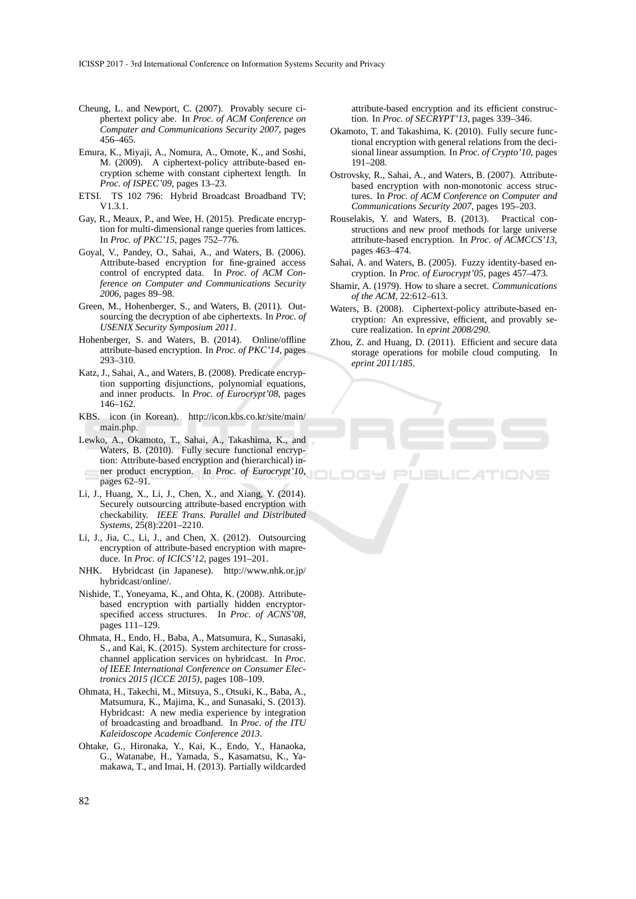Cheung, L. and Newport, C. (2007). Provably secure ciphertext policy abe. In *Proc. of ACM Conference on Computer and Communications Security 2007*, pages 456–465.

Emura, K., Miyaji, A., Nomura, A., Omote, K., and Soshi, M. (2009). A ciphertext-policy attribute-based encryption scheme with constant ciphertext length. In *Proc. of ISPEC'09*, pages 13–23.

ETSI. TS 102 796: Hybrid Broadcast Broadband TV; V1.3.1.

Gay, R., Meaux, P., and Wee, H. (2015). Predicate encryption for multi-dimensional range queries from lattices. In *Proc. of PKC'15*, pages 752–776.

Goyal, V., Pandey, O., Sahai, A., and Waters, B. (2006). Attribute-based encryption for fine-grained access control of encrypted data. In *Proc. of ACM Conference on Computer and Communications Security 2006*, pages 89–98.

Green, M., Hohenberger, S., and Waters, B. (2011). Outsourcing the decryption of abe ciphertexts. In *Proc. of USENIX Security Symposium 2011*.

Hohenberger, S. and Waters, B. (2014). Online/offline attribute-based encryption. In *Proc. of PKC'14*, pages 293–310.

Katz, J., Sahai, A., and Waters, B. (2008). Predicate encryption supporting disjunctions, polynomial equations, and inner products. In *Proc. of Eurocrypt'08*, pages 146–162.

KBS. icon (in Korean). http://icon.kbs.co.kr/site/main/main.php.

Lewko, A., Okamoto, T., Sahai, A., Takashima, K., and Waters, B. (2010). Fully secure functional encryption: Attribute-based encryption and (hierarchical) inner product encryption. In *Proc. of Eurocrypt'10*, pages 62–91.

Li, J., Huang, X., Li, J., Chen, X., and Xiang, Y. (2014). Securely outsourcing attribute-based encryption with checkability. *IEEE Trans. Parallel and Distributed Systems*, 25(8):2201–2210.

Li, J., Jia, C., Li, J., and Chen, X. (2012). Outsourcing encryption of attribute-based encryption with mapreduce. In *Proc. of ICICS'12*, pages 191–201.

NHK. Hybridcast (in Japanese). http://www.nhk.or.jp/hybridcast/online/.

Nishide, T., Yoneyama, K., and Ohta, K. (2008). Attribute-based encryption with partially hidden encryptor-specified access structures. In *Proc. of ACNS'08*, pages 111–129.

Ohmata, H., Endo, H., Baba, A., Matsumura, K., Sunasaki, S., and Kai, K. (2015). System architecture for cross-channel application services on hybridcast. In *Proc. of IEEE International Conference on Consumer Electronics 2015 (ICCE 2015)*, pages 108–109.

Ohmata, H., Takechi, M., Mitsuya, S., Otsuki, K., Baba, A., Matsumura, K., Majima, K., and Sunasaki, S. (2013). Hybridcast: A new media experience by integration of broadcasting and broadband. In *Proc. of the ITU Kaleidoscope Academic Conference 2013*.

Ohtake, G., Hironaka, Y., Kai, K., Endo, Y., Hanaoka, G., Watanabe, H., Yamada, S., Kasamatsu, K., Yamakawa, T., and Imai, H. (2013). Partially wildcarded attribute-based encryption and its efficient construction. In *Proc. of SECRYPT'13*, pages 339–346.

Okamoto, T. and Takashima, K. (2010). Fully secure functional encryption with general relations from the decisional linear assumption. In *Proc. of Crypto'10*, pages 191–208.

Ostrovsky, R., Sahai, A., and Waters, B. (2007). Attribute-based encryption with non-monotonic access structures. In *Proc. of ACM Conference on Computer and Communications Security 2007*, pages 195–203.

Rouselakis, Y. and Waters, B. (2013). Practical constructions and new proof methods for large universe attribute-based encryption. In *Proc. of ACMCCS'13*, pages 463–474.

Sahai, A. and Waters, B. (2005). Fuzzy identity-based encryption. In *Proc. of Eurocrypt'05*, pages 457–473.

Shamir, A. (1979). How to share a secret. *Communications of the ACM*, 22:612–613.

Waters, B. (2008). Ciphertext-policy attribute-based encryption: An expressive, efficient, and provably secure realization. In *eprint 2008/290*.

Zhou, Z. and Huang, D. (2011). Efficient and secure data storage operations for mobile cloud computing. In *eprint 2011/185*.